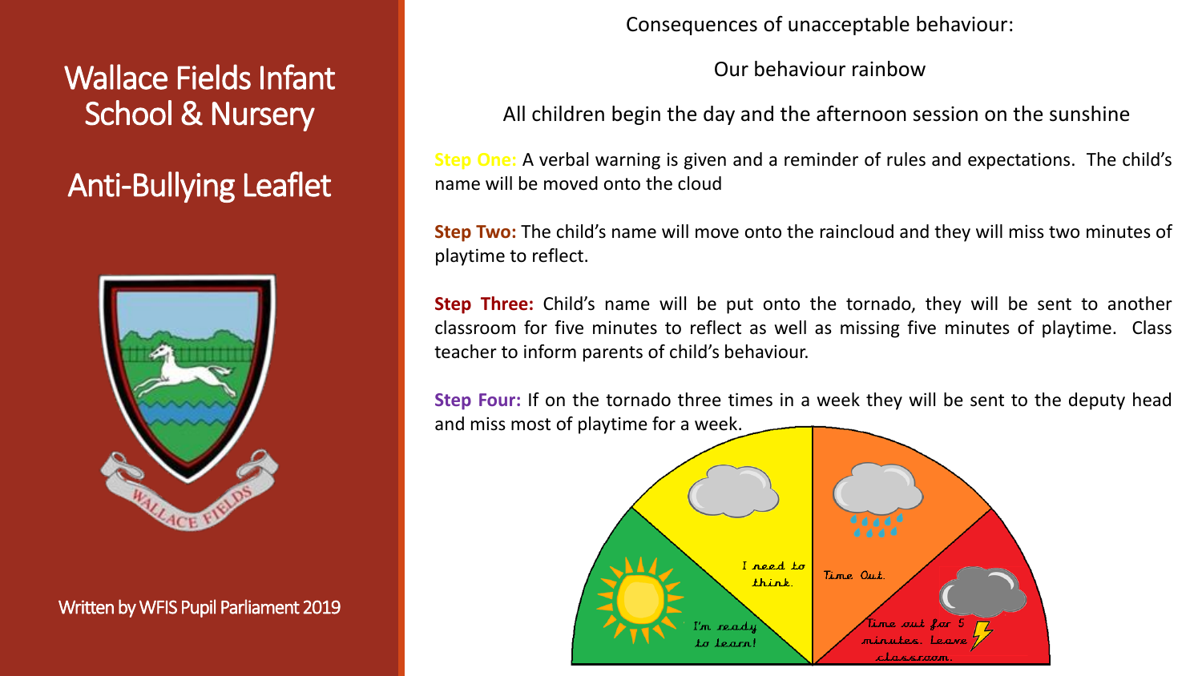# Wallace Fields Infant School & Nursery

# Anti-Bullying Leaflet

Written by WFIS Pupil Parliament 2019

Consequences of unacceptable behaviour:

Our behaviour rainbow

All children begin the day and the afternoon session on the sunshine

**Step One:** A verbal warning is given and a reminder of rules and expectations. The child's name will be moved onto the cloud

**Step Two:** The child's name will move onto the raincloud and they will miss two minutes of playtime to reflect.

**Step Three:** Child's name will be put onto the tornado, they will be sent to another classroom for five minutes to reflect as well as missing five minutes of playtime. Class teacher to inform parents of child's behaviour.

**Step Four:** If on the tornado three times in a week they will be sent to the deputy head and miss most of playtime for a week.

I'm ready to learn!

I need to think.

Time Out.

Time out for 5 minutes. Leave classroom.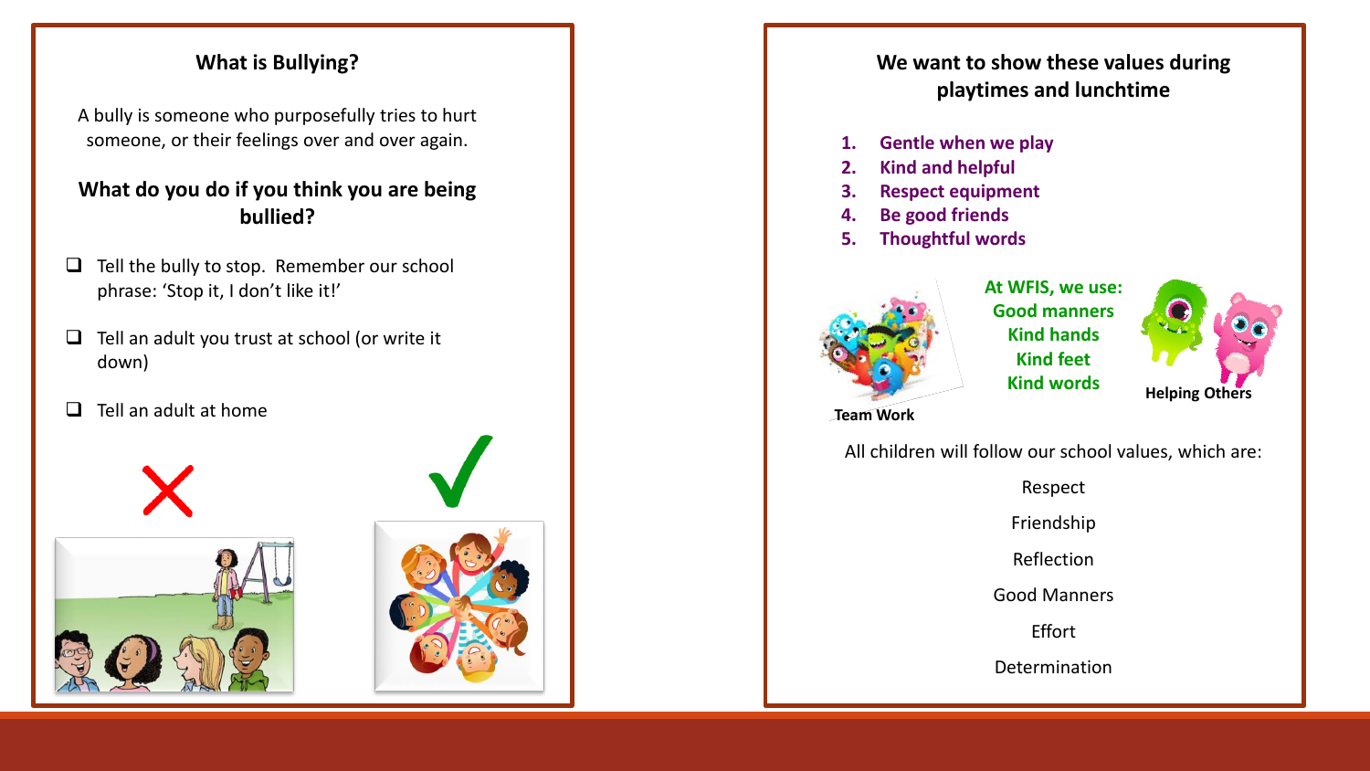## What is Bullying?

A bully is someone who purposefully tries to hurt someone, or their feelings over and over again.

## What do you do if you think you are being bullied?

- Tell the bully to stop. Remember our school phrase: 'Stop it, I don't like it!'
- Tell an adult you trust at school (or write it down)
- Tell an adult at home

## We want to show these values during playtimes and lunchtime

1. **Gentle when we play**
2. **Kind and helpful**
3. **Respect equipment**
4. **Be good friends**
5. **Thoughtful words**

**At WFIS, we use:**
**Good manners**
**Kind hands**
**Kind feet**
**Kind words**

**Team Work**

**Helping Others**

All children will follow our school values, which are:

Respect

Friendship

Reflection

Good Manners

Effort

Determination